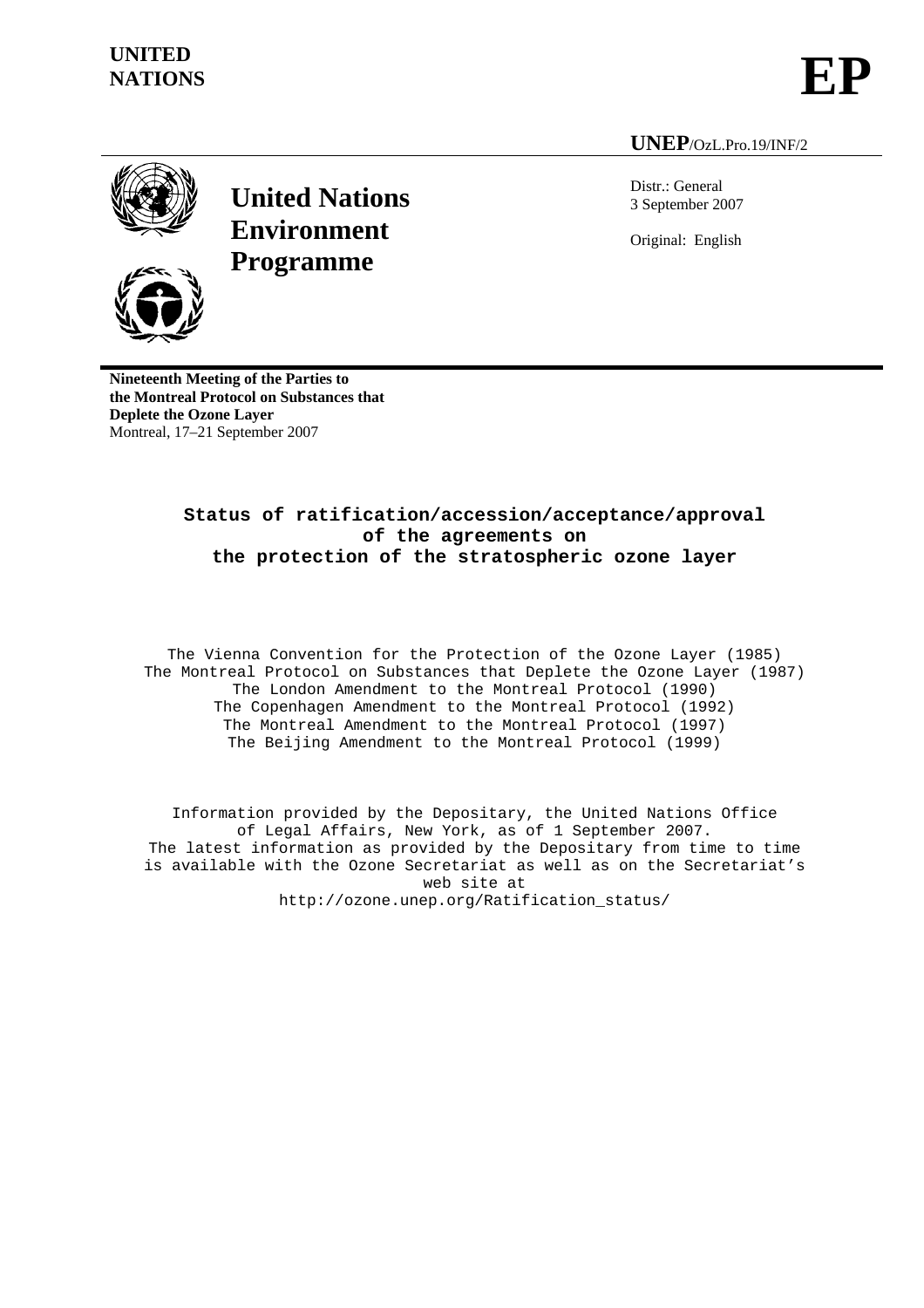UNITED NATIONS

# EP

**UNEP**/OzL.Pro.19/INF/2

## United Nations Environment Programme

Distr.: General
3 September 2007

Original: English

**Nineteenth Meeting of the Parties to the Montreal Protocol on Substances that Deplete the Ozone Layer**
Montreal, 17–21 September 2007

# Status of ratification/accession/acceptance/approval of the agreements on the protection of the stratospheric ozone layer

The Vienna Convention for the Protection of the Ozone Layer (1985)
The Montreal Protocol on Substances that Deplete the Ozone Layer (1987)
The London Amendment to the Montreal Protocol (1990)
The Copenhagen Amendment to the Montreal Protocol (1992)
The Montreal Amendment to the Montreal Protocol (1997)
The Beijing Amendment to the Montreal Protocol (1999)

Information provided by the Depositary, the United Nations Office of Legal Affairs, New York, as of 1 September 2007.
The latest information as provided by the Depositary from time to time is available with the Ozone Secretariat as well as on the Secretariat's web site at
http://ozone.unep.org/Ratification_status/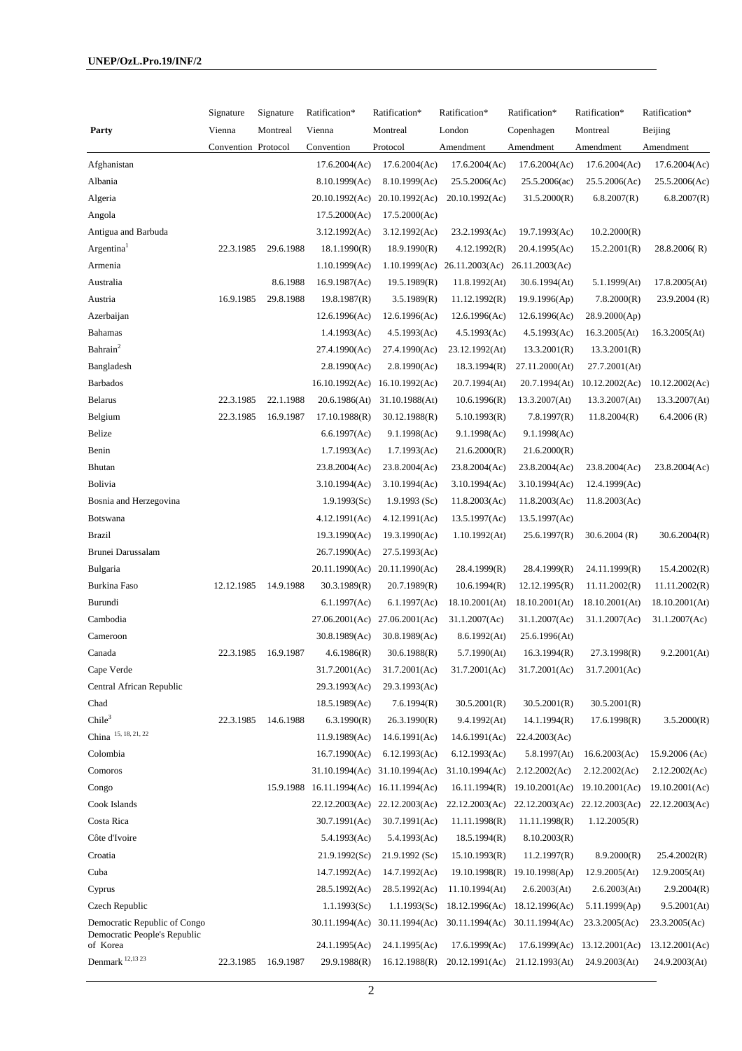| Party | Signature Vienna Convention | Signature Montreal Protocol | Ratification* Vienna Convention | Ratification* Montreal Protocol | Ratification* London Amendment | Ratification* Copenhagen Amendment | Ratification* Montreal Amendment | Ratification* Beijing Amendment |
|---|---|---|---|---|---|---|---|---|
| Afghanistan | | | 17.6.2004(Ac) | 17.6.2004(Ac) | 17.6.2004(Ac) | 17.6.2004(Ac) | 17.6.2004(Ac) | 17.6.2004(Ac) |
| Albania | | | 8.10.1999(Ac) | 8.10.1999(Ac) | 25.5.2006(Ac) | 25.5.2006(ac) | 25.5.2006(Ac) | 25.5.2006(Ac) |
| Algeria | | | 20.10.1992(Ac) | 20.10.1992(Ac) | 20.10.1992(Ac) | 31.5.2000(R) | 6.8.2007(R) | 6.8.2007(R) |
| Angola | | | 17.5.2000(Ac) | 17.5.2000(Ac) | | | | |
| Antigua and Barbuda | | | 3.12.1992(Ac) | 3.12.1992(Ac) | 23.2.1993(Ac) | 19.7.1993(Ac) | 10.2.2000(R) | |
| Argentina[1] | 22.3.1985 | 29.6.1988 | 18.1.1990(R) | 18.9.1990(R) | 4.12.1992(R) | 20.4.1995(Ac) | 15.2.2001(R) | 28.8.2006( R) |
| Armenia | | | 1.10.1999(Ac) | 1.10.1999(Ac) | 26.11.2003(Ac) | 26.11.2003(Ac) | | |
| Australia | | 8.6.1988 | 16.9.1987(Ac) | 19.5.1989(R) | 11.8.1992(At) | 30.6.1994(At) | 5.1.1999(At) | 17.8.2005(At) |
| Austria | 16.9.1985 | 29.8.1988 | 19.8.1987(R) | 3.5.1989(R) | 11.12.1992(R) | 19.9.1996(Ap) | 7.8.2000(R) | 23.9.2004 (R) |
| Azerbaijan | | | 12.6.1996(Ac) | 12.6.1996(Ac) | 12.6.1996(Ac) | 12.6.1996(Ac) | 28.9.2000(Ap) | |
| Bahamas | | | 1.4.1993(Ac) | 4.5.1993(Ac) | 4.5.1993(Ac) | 4.5.1993(Ac) | 16.3.2005(At) | 16.3.2005(At) |
| Bahrain[2] | | | 27.4.1990(Ac) | 27.4.1990(Ac) | 23.12.1992(At) | 13.3.2001(R) | 13.3.2001(R) | |
| Bangladesh | | | 2.8.1990(Ac) | 2.8.1990(Ac) | 18.3.1994(R) | 27.11.2000(At) | 27.7.2001(At) | |
| Barbados | | | 16.10.1992(Ac) | 16.10.1992(Ac) | 20.7.1994(At) | 20.7.1994(At) | 10.12.2002(Ac) | 10.12.2002(Ac) |
| Belarus | 22.3.1985 | 22.1.1988 | 20.6.1986(At) | 31.10.1988(At) | 10.6.1996(R) | 13.3.2007(At) | 13.3.2007(At) | 13.3.2007(At) |
| Belgium | 22.3.1985 | 16.9.1987 | 17.10.1988(R) | 30.12.1988(R) | 5.10.1993(R) | 7.8.1997(R) | 11.8.2004(R) | 6.4.2006 (R) |
| Belize | | | 6.6.1997(Ac) | 9.1.1998(Ac) | 9.1.1998(Ac) | 9.1.1998(Ac) | | |
| Benin | | | 1.7.1993(Ac) | 1.7.1993(Ac) | 21.6.2000(R) | 21.6.2000(R) | | |
| Bhutan | | | 23.8.2004(Ac) | 23.8.2004(Ac) | 23.8.2004(Ac) | 23.8.2004(Ac) | 23.8.2004(Ac) | 23.8.2004(Ac) |
| Bolivia | | | 3.10.1994(Ac) | 3.10.1994(Ac) | 3.10.1994(Ac) | 3.10.1994(Ac) | 12.4.1999(Ac) | |
| Bosnia and Herzegovina | | | 1.9.1993(Sc) | 1.9.1993 (Sc) | 11.8.2003(Ac) | 11.8.2003(Ac) | 11.8.2003(Ac) | |
| Botswana | | | 4.12.1991(Ac) | 4.12.1991(Ac) | 13.5.1997(Ac) | 13.5.1997(Ac) | | |
| Brazil | | | 19.3.1990(Ac) | 19.3.1990(Ac) | 1.10.1992(At) | 25.6.1997(R) | 30.6.2004 (R) | 30.6.2004(R) |
| Brunei Darussalam | | | 26.7.1990(Ac) | 27.5.1993(Ac) | | | | |
| Bulgaria | | | 20.11.1990(Ac) | 20.11.1990(Ac) | 28.4.1999(R) | 28.4.1999(R) | 24.11.1999(R) | 15.4.2002(R) |
| Burkina Faso | 12.12.1985 | 14.9.1988 | 30.3.1989(R) | 20.7.1989(R) | 10.6.1994(R) | 12.12.1995(R) | 11.11.2002(R) | 11.11.2002(R) |
| Burundi | | | 6.1.1997(Ac) | 6.1.1997(Ac) | 18.10.2001(At) | 18.10.2001(At) | 18.10.2001(At) | 18.10.2001(At) |
| Cambodia | | | 27.06.2001(Ac) | 27.06.2001(Ac) | 31.1.2007(Ac) | 31.1.2007(Ac) | 31.1.2007(Ac) | 31.1.2007(Ac) |
| Cameroon | | | 30.8.1989(Ac) | 30.8.1989(Ac) | 8.6.1992(At) | 25.6.1996(At) | | |
| Canada | 22.3.1985 | 16.9.1987 | 4.6.1986(R) | 30.6.1988(R) | 5.7.1990(At) | 16.3.1994(R) | 27.3.1998(R) | 9.2.2001(At) |
| Cape Verde | | | 31.7.2001(Ac) | 31.7.2001(Ac) | 31.7.2001(Ac) | 31.7.2001(Ac) | 31.7.2001(Ac) | |
| Central African Republic | | | 29.3.1993(Ac) | 29.3.1993(Ac) | | | | |
| Chad | | | 18.5.1989(Ac) | 7.6.1994(R) | 30.5.2001(R) | 30.5.2001(R) | 30.5.2001(R) | |
| Chile[3] | 22.3.1985 | 14.6.1988 | 6.3.1990(R) | 26.3.1990(R) | 9.4.1992(At) | 14.1.1994(R) | 17.6.1998(R) | 3.5.2000(R) |
| China [15, 18, 21, 22] | | | 11.9.1989(Ac) | 14.6.1991(Ac) | 14.6.1991(Ac) | 22.4.2003(Ac) | | |
| Colombia | | | 16.7.1990(Ac) | 6.12.1993(Ac) | 6.12.1993(Ac) | 5.8.1997(At) | 16.6.2003(Ac) | 15.9.2006 (Ac) |
| Comoros | | | 31.10.1994(Ac) | 31.10.1994(Ac) | 31.10.1994(Ac) | 2.12.2002(Ac) | 2.12.2002(Ac) | 2.12.2002(Ac) |
| Congo | | 15.9.1988 | 16.11.1994(Ac) | 16.11.1994(Ac) | 16.11.1994(R) | 19.10.2001(Ac) | 19.10.2001(Ac) | 19.10.2001(Ac) |
| Cook Islands | | | 22.12.2003(Ac) | 22.12.2003(Ac) | 22.12.2003(Ac) | 22.12.2003(Ac) | 22.12.2003(Ac) | 22.12.2003(Ac) |
| Costa Rica | | | 30.7.1991(Ac) | 30.7.1991(Ac) | 11.11.1998(R) | 11.11.1998(R) | 1.12.2005(R) | |
| Côte d'Ivoire | | | 5.4.1993(Ac) | 5.4.1993(Ac) | 18.5.1994(R) | 8.10.2003(R) | | |
| Croatia | | | 21.9.1992(Sc) | 21.9.1992 (Sc) | 15.10.1993(R) | 11.2.1997(R) | 8.9.2000(R) | 25.4.2002(R) |
| Cuba | | | 14.7.1992(Ac) | 14.7.1992(Ac) | 19.10.1998(R) | 19.10.1998(Ap) | 12.9.2005(At) | 12.9.2005(At) |
| Cyprus | | | 28.5.1992(Ac) | 28.5.1992(Ac) | 11.10.1994(At) | 2.6.2003(At) | 2.6.2003(At) | 2.9.2004(R) |
| Czech Republic | | | 1.1.1993(Sc) | 1.1.1993(Sc) | 18.12.1996(Ac) | 18.12.1996(Ac) | 5.11.1999(Ap) | 9.5.2001(At) |
| Democratic Republic of Congo | | | 30.11.1994(Ac) | 30.11.1994(Ac) | 30.11.1994(Ac) | 30.11.1994(Ac) | 23.3.2005(Ac) | 23.3.2005(Ac) |
| Democratic People's Republic of Korea | | | 24.1.1995(Ac) | 24.1.1995(Ac) | 17.6.1999(Ac) | 17.6.1999(Ac) | 13.12.2001(Ac) | 13.12.2001(Ac) |
| Denmark [12,13 23] | 22.3.1985 | 16.9.1987 | 29.9.1988(R) | 16.12.1988(R) | 20.12.1991(Ac) | 21.12.1993(At) | 24.9.2003(At) | 24.9.2003(At) |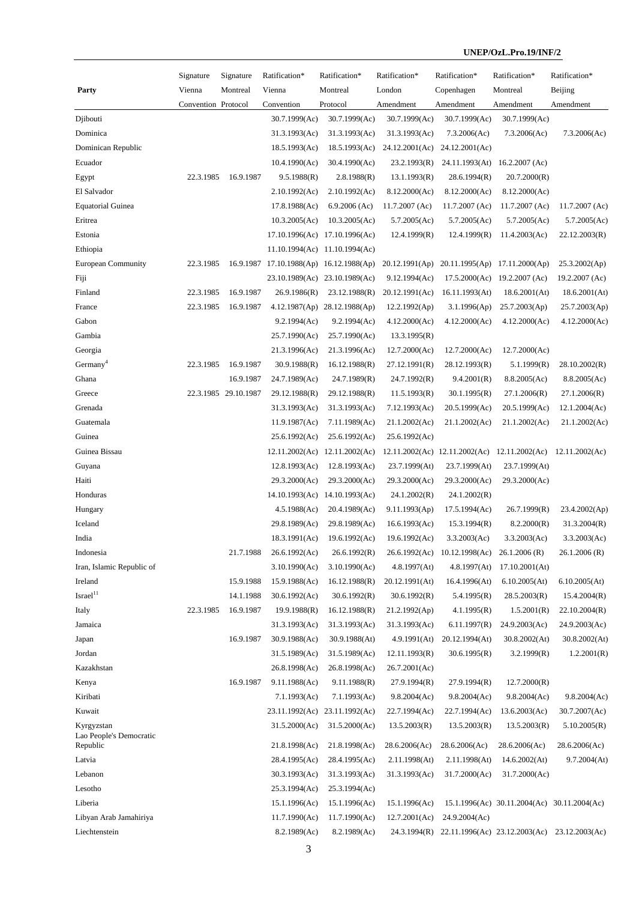| Party | Signature Vienna Convention | Signature Montreal Protocol | Ratification* Vienna Convention | Ratification* Montreal Protocol | Ratification* London Amendment | Ratification* Copenhagen Amendment | Ratification* Montreal Amendment | Ratification* Beijing Amendment |
|---|---|---|---|---|---|---|---|---|
| Djibouti | | | 30.7.1999(Ac) | 30.7.1999(Ac) | 30.7.1999(Ac) | 30.7.1999(Ac) | 30.7.1999(Ac) | |
| Dominica | | | 31.3.1993(Ac) | 31.3.1993(Ac) | 31.3.1993(Ac) | 7.3.2006(Ac) | 7.3.2006(Ac) | 7.3.2006(Ac) |
| Dominican Republic | | | 18.5.1993(Ac) | 18.5.1993(Ac) | 24.12.2001(Ac) | 24.12.2001(Ac) | | |
| Ecuador | | | 10.4.1990(Ac) | 30.4.1990(Ac) | 23.2.1993(R) | 24.11.1993(At) | 16.2.2007 (Ac) | |
| Egypt | 22.3.1985 | 16.9.1987 | 9.5.1988(R) | 2.8.1988(R) | 13.1.1993(R) | 28.6.1994(R) | 20.7.2000(R) | |
| El Salvador | | | 2.10.1992(Ac) | 2.10.1992(Ac) | 8.12.2000(Ac) | 8.12.2000(Ac) | 8.12.2000(Ac) | |
| Equatorial Guinea | | | 17.8.1988(Ac) | 6.9.2006 (Ac) | 11.7.2007 (Ac) | 11.7.2007 (Ac) | 11.7.2007 (Ac) | 11.7.2007 (Ac) |
| Eritrea | | | 10.3.2005(Ac) | 10.3.2005(Ac) | 5.7.2005(Ac) | 5.7.2005(Ac) | 5.7.2005(Ac) | 5.7.2005(Ac) |
| Estonia | | | 17.10.1996(Ac) | 17.10.1996(Ac) | 12.4.1999(R) | 12.4.1999(R) | 11.4.2003(Ac) | 22.12.2003(R) |
| Ethiopia | | | 11.10.1994(Ac) | 11.10.1994(Ac) | | | | |
| European Community | 22.3.1985 | 16.9.1987 | 17.10.1988(Ap) | 16.12.1988(Ap) | 20.12.1991(Ap) | 20.11.1995(Ap) | 17.11.2000(Ap) | 25.3.2002(Ap) |
| Fiji | | | 23.10.1989(Ac) | 23.10.1989(Ac) | 9.12.1994(Ac) | 17.5.2000(Ac) | 19.2.2007 (Ac) | 19.2.2007 (Ac) |
| Finland | 22.3.1985 | 16.9.1987 | 26.9.1986(R) | 23.12.1988(R) | 20.12.1991(Ac) | 16.11.1993(At) | 18.6.2001(At) | 18.6.2001(At) |
| France | 22.3.1985 | 16.9.1987 | 4.12.1987(Ap) | 28.12.1988(Ap) | 12.2.1992(Ap) | 3.1.1996(Ap) | 25.7.2003(Ap) | 25.7.2003(Ap) |
| Gabon | | | 9.2.1994(Ac) | 9.2.1994(Ac) | 4.12.2000(Ac) | 4.12.2000(Ac) | 4.12.2000(Ac) | 4.12.2000(Ac) |
| Gambia | | | 25.7.1990(Ac) | 25.7.1990(Ac) | 13.3.1995(R) | | | |
| Georgia | | | 21.3.1996(Ac) | 21.3.1996(Ac) | 12.7.2000(Ac) | 12.7.2000(Ac) | 12.7.2000(Ac) | |
| Germany[4] | 22.3.1985 | 16.9.1987 | 30.9.1988(R) | 16.12.1988(R) | 27.12.1991(R) | 28.12.1993(R) | 5.1.1999(R) | 28.10.2002(R) |
| Ghana | | 16.9.1987 | 24.7.1989(Ac) | 24.7.1989(R) | 24.7.1992(R) | 9.4.2001(R) | 8.8.2005(Ac) | 8.8.2005(Ac) |
| Greece | 22.3.1985 | 29.10.1987 | 29.12.1988(R) | 29.12.1988(R) | 11.5.1993(R) | 30.1.1995(R) | 27.1.2006(R) | 27.1.2006(R) |
| Grenada | | | 31.3.1993(Ac) | 31.3.1993(Ac) | 7.12.1993(Ac) | 20.5.1999(Ac) | 20.5.1999(Ac) | 12.1.2004(Ac) |
| Guatemala | | | 11.9.1987(Ac) | 7.11.1989(Ac) | 21.1.2002(Ac) | 21.1.2002(Ac) | 21.1.2002(Ac) | 21.1.2002(Ac) |
| Guinea | | | 25.6.1992(Ac) | 25.6.1992(Ac) | 25.6.1992(Ac) | | | |
| Guinea Bissau | | | 12.11.2002(Ac) | 12.11.2002(Ac) | 12.11.2002(Ac) | 12.11.2002(Ac) | 12.11.2002(Ac) | 12.11.2002(Ac) |
| Guyana | | | 12.8.1993(Ac) | 12.8.1993(Ac) | 23.7.1999(At) | 23.7.1999(At) | 23.7.1999(At) | |
| Haiti | | | 29.3.2000(Ac) | 29.3.2000(Ac) | 29.3.2000(Ac) | 29.3.2000(Ac) | 29.3.2000(Ac) | |
| Honduras | | | 14.10.1993(Ac) | 14.10.1993(Ac) | 24.1.2002(R) | 24.1.2002(R) | | |
| Hungary | | | 4.5.1988(Ac) | 20.4.1989(Ac) | 9.11.1993(Ap) | 17.5.1994(Ac) | 26.7.1999(R) | 23.4.2002(Ap) |
| Iceland | | | 29.8.1989(Ac) | 29.8.1989(Ac) | 16.6.1993(Ac) | 15.3.1994(R) | 8.2.2000(R) | 31.3.2004(R) |
| India | | | 18.3.1991(Ac) | 19.6.1992(Ac) | 19.6.1992(Ac) | 3.3.2003(Ac) | 3.3.2003(Ac) | 3.3.2003(Ac) |
| Indonesia | | 21.7.1988 | 26.6.1992(Ac) | 26.6.1992(R) | 26.6.1992(Ac) | 10.12.1998(Ac) | 26.1.2006 (R) | 26.1.2006 (R) |
| Iran, Islamic Republic of | | | 3.10.1990(Ac) | 3.10.1990(Ac) | 4.8.1997(At) | 4.8.1997(At) | 17.10.2001(At) | |
| Ireland | | 15.9.1988 | 15.9.1988(Ac) | 16.12.1988(R) | 20.12.1991(At) | 16.4.1996(At) | 6.10.2005(At) | 6.10.2005(At) |
| Israel[11] | | 14.1.1988 | 30.6.1992(Ac) | 30.6.1992(R) | 30.6.1992(R) | 5.4.1995(R) | 28.5.2003(R) | 15.4.2004(R) |
| Italy | 22.3.1985 | 16.9.1987 | 19.9.1988(R) | 16.12.1988(R) | 21.2.1992(Ap) | 4.1.1995(R) | 1.5.2001(R) | 22.10.2004(R) |
| Jamaica | | | 31.3.1993(Ac) | 31.3.1993(Ac) | 31.3.1993(Ac) | 6.11.1997(R) | 24.9.2003(Ac) | 24.9.2003(Ac) |
| Japan | | 16.9.1987 | 30.9.1988(Ac) | 30.9.1988(At) | 4.9.1991(At) | 20.12.1994(At) | 30.8.2002(At) | 30.8.2002(At) |
| Jordan | | | 31.5.1989(Ac) | 31.5.1989(Ac) | 12.11.1993(R) | 30.6.1995(R) | 3.2.1999(R) | 1.2.2001(R) |
| Kazakhstan | | | 26.8.1998(Ac) | 26.8.1998(Ac) | 26.7.2001(Ac) | | | |
| Kenya | | 16.9.1987 | 9.11.1988(Ac) | 9.11.1988(R) | 27.9.1994(R) | 27.9.1994(R) | 12.7.2000(R) | |
| Kiribati | | | 7.1.1993(Ac) | 7.1.1993(Ac) | 9.8.2004(Ac) | 9.8.2004(Ac) | 9.8.2004(Ac) | 9.8.2004(Ac) |
| Kuwait | | | 23.11.1992(Ac) | 23.11.1992(Ac) | 22.7.1994(Ac) | 22.7.1994(Ac) | 13.6.2003(Ac) | 30.7.2007(Ac) |
| Kyrgyzstan | | | 31.5.2000(Ac) | 31.5.2000(Ac) | 13.5.2003(R) | 13.5.2003(R) | 13.5.2003(R) | 5.10.2005(R) |
| Lao People's Democratic Republic | | | 21.8.1998(Ac) | 21.8.1998(Ac) | 28.6.2006(Ac) | 28.6.2006(Ac) | 28.6.2006(Ac) | 28.6.2006(Ac) |
| Latvia | | | 28.4.1995(Ac) | 28.4.1995(Ac) | 2.11.1998(At) | 2.11.1998(At) | 14.6.2002(At) | 9.7.2004(At) |
| Lebanon | | | 30.3.1993(Ac) | 31.3.1993(Ac) | 31.3.1993(Ac) | 31.7.2000(Ac) | 31.7.2000(Ac) | |
| Lesotho | | | 25.3.1994(Ac) | 25.3.1994(Ac) | | | | |
| Liberia | | | 15.1.1996(Ac) | 15.1.1996(Ac) | 15.1.1996(Ac) | 15.1.1996(Ac) | 30.11.2004(Ac) | 30.11.2004(Ac) |
| Libyan Arab Jamahiriya | | | 11.7.1990(Ac) | 11.7.1990(Ac) | 12.7.2001(Ac) | 24.9.2004(Ac) | | |
| Liechtenstein | | | 8.2.1989(Ac) | 8.2.1989(Ac) | 24.3.1994(R) | 22.11.1996(Ac) | 23.12.2003(Ac) | 23.12.2003(Ac) |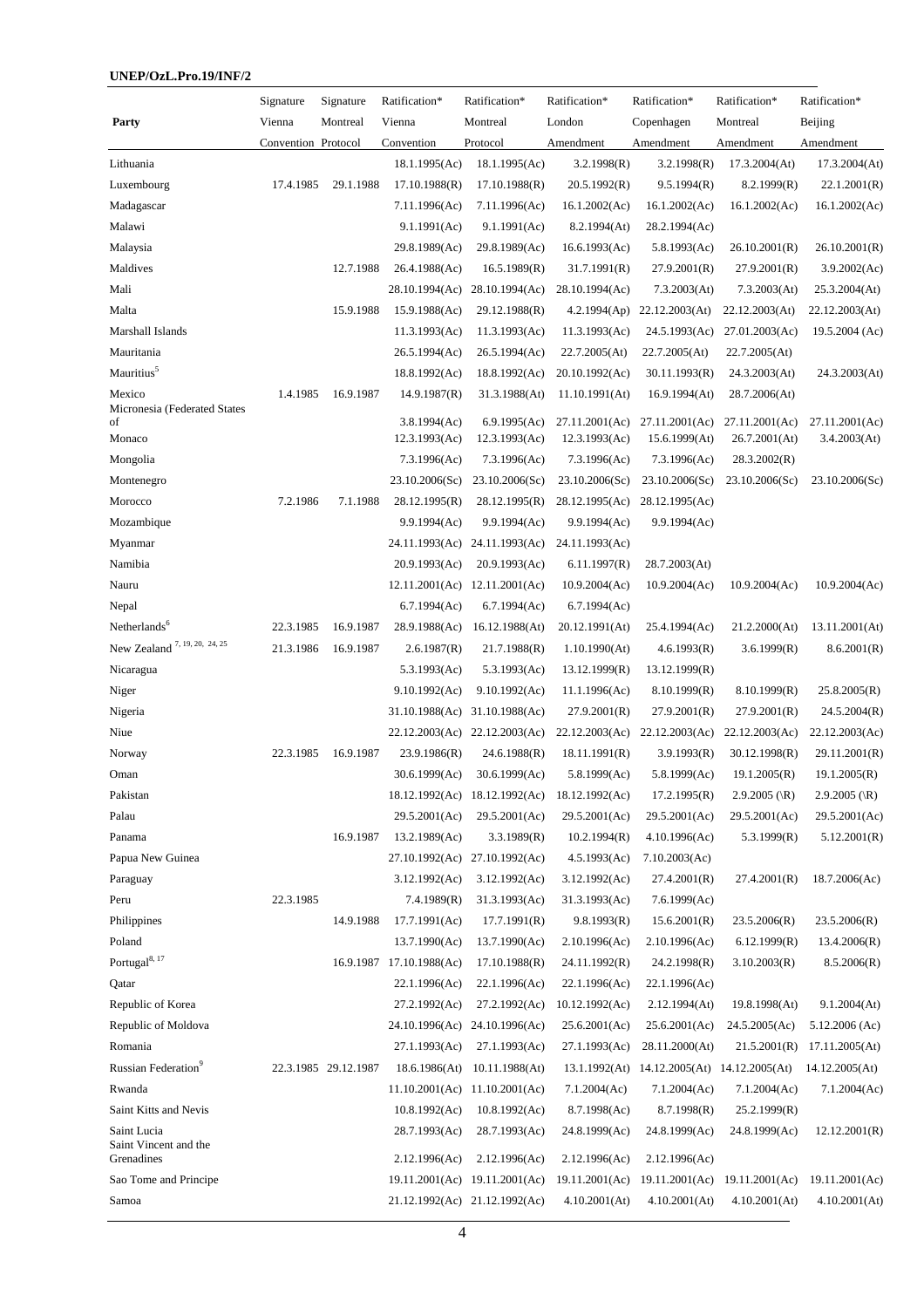| Party | Signature Vienna Convention | Signature Montreal Protocol | Ratification* Vienna Convention | Ratification* Montreal Protocol | Ratification* London Amendment | Ratification* Copenhagen Amendment | Ratification* Montreal Amendment | Ratification* Beijing Amendment |
|---|---|---|---|---|---|---|---|---|
| Lithuania | | | 18.1.1995(Ac) | 18.1.1995(Ac) | 3.2.1998(R) | 3.2.1998(R) | 17.3.2004(At) | 17.3.2004(At) |
| Luxembourg | 17.4.1985 | 29.1.1988 | 17.10.1988(R) | 17.10.1988(R) | 20.5.1992(R) | 9.5.1994(R) | 8.2.1999(R) | 22.1.2001(R) |
| Madagascar | | | 7.11.1996(Ac) | 7.11.1996(Ac) | 16.1.2002(Ac) | 16.1.2002(Ac) | 16.1.2002(Ac) | 16.1.2002(Ac) |
| Malawi | | | 9.1.1991(Ac) | 9.1.1991(Ac) | 8.2.1994(At) | 28.2.1994(Ac) | | |
| Malaysia | | | 29.8.1989(Ac) | 29.8.1989(Ac) | 16.6.1993(Ac) | 5.8.1993(Ac) | 26.10.2001(R) | 26.10.2001(R) |
| Maldives | | 12.7.1988 | 26.4.1988(Ac) | 16.5.1989(R) | 31.7.1991(R) | 27.9.2001(R) | 27.9.2001(R) | 3.9.2002(Ac) |
| Mali | | | 28.10.1994(Ac) | 28.10.1994(Ac) | 28.10.1994(Ac) | 7.3.2003(At) | 7.3.2003(At) | 25.3.2004(At) |
| Malta | | 15.9.1988 | 15.9.1988(Ac) | 29.12.1988(R) | 4.2.1994(Ap) | 22.12.2003(At) | 22.12.2003(At) | 22.12.2003(At) |
| Marshall Islands | | | 11.3.1993(Ac) | 11.3.1993(Ac) | 11.3.1993(Ac) | 24.5.1993(Ac) | 27.01.2003(Ac) | 19.5.2004 (Ac) |
| Mauritania | | | 26.5.1994(Ac) | 26.5.1994(Ac) | 22.7.2005(At) | 22.7.2005(At) | 22.7.2005(At) | |
| Mauritius[5] | | | 18.8.1992(Ac) | 18.8.1992(Ac) | 20.10.1992(Ac) | 30.11.1993(R) | 24.3.2003(At) | 24.3.2003(At) |
| Mexico | 1.4.1985 | 16.9.1987 | 14.9.1987(R) | 31.3.1988(At) | 11.10.1991(At) | 16.9.1994(At) | 28.7.2006(At) | |
| Micronesia (Federated States of | | | 3.8.1994(Ac) | 6.9.1995(Ac) | 27.11.2001(Ac) | 27.11.2001(Ac) | 27.11.2001(Ac) | 27.11.2001(Ac) |
| Monaco | | | 12.3.1993(Ac) | 12.3.1993(Ac) | 12.3.1993(Ac) | 15.6.1999(At) | 26.7.2001(At) | 3.4.2003(At) |
| Mongolia | | | 7.3.1996(Ac) | 7.3.1996(Ac) | 7.3.1996(Ac) | 7.3.1996(Ac) | 28.3.2002(R) | |
| Montenegro | | | 23.10.2006(Sc) | 23.10.2006(Sc) | 23.10.2006(Sc) | 23.10.2006(Sc) | 23.10.2006(Sc) | 23.10.2006(Sc) |
| Morocco | 7.2.1986 | 7.1.1988 | 28.12.1995(R) | 28.12.1995(R) | 28.12.1995(Ac) | 28.12.1995(Ac) | | |
| Mozambique | | | 9.9.1994(Ac) | 9.9.1994(Ac) | 9.9.1994(Ac) | 9.9.1994(Ac) | | |
| Myanmar | | | 24.11.1993(Ac) | 24.11.1993(Ac) | 24.11.1993(Ac) | | | |
| Namibia | | | 20.9.1993(Ac) | 20.9.1993(Ac) | 6.11.1997(R) | 28.7.2003(At) | | |
| Nauru | | | 12.11.2001(Ac) | 12.11.2001(Ac) | 10.9.2004(Ac) | 10.9.2004(Ac) | 10.9.2004(Ac) | 10.9.2004(Ac) |
| Nepal | | | 6.7.1994(Ac) | 6.7.1994(Ac) | 6.7.1994(Ac) | | | |
| Netherlands[6] | 22.3.1985 | 16.9.1987 | 28.9.1988(Ac) | 16.12.1988(At) | 20.12.1991(At) | 25.4.1994(Ac) | 21.2.2000(At) | 13.11.2001(At) |
| New Zealand [7, 19, 20, 24, 25] | 21.3.1986 | 16.9.1987 | 2.6.1987(R) | 21.7.1988(R) | 1.10.1990(At) | 4.6.1993(R) | 3.6.1999(R) | 8.6.2001(R) |
| Nicaragua | | | 5.3.1993(Ac) | 5.3.1993(Ac) | 13.12.1999(R) | 13.12.1999(R) | | |
| Niger | | | 9.10.1992(Ac) | 9.10.1992(Ac) | 11.1.1996(Ac) | 8.10.1999(R) | 8.10.1999(R) | 25.8.2005(R) |
| Nigeria | | | 31.10.1988(Ac) | 31.10.1988(Ac) | 27.9.2001(R) | 27.9.2001(R) | 27.9.2001(R) | 24.5.2004(R) |
| Niue | | | 22.12.2003(Ac) | 22.12.2003(Ac) | 22.12.2003(Ac) | 22.12.2003(Ac) | 22.12.2003(Ac) | 22.12.2003(Ac) |
| Norway | 22.3.1985 | 16.9.1987 | 23.9.1986(R) | 24.6.1988(R) | 18.11.1991(R) | 3.9.1993(R) | 30.12.1998(R) | 29.11.2001(R) |
| Oman | | | 30.6.1999(Ac) | 30.6.1999(Ac) | 5.8.1999(Ac) | 5.8.1999(Ac) | 19.1.2005(R) | 19.1.2005(R) |
| Pakistan | | | 18.12.1992(Ac) | 18.12.1992(Ac) | 18.12.1992(Ac) | 17.2.1995(R) | 2.9.2005 (\R) | 2.9.2005 (\R) |
| Palau | | | 29.5.2001(Ac) | 29.5.2001(Ac) | 29.5.2001(Ac) | 29.5.2001(Ac) | 29.5.2001(Ac) | 29.5.2001(Ac) |
| Panama | | 16.9.1987 | 13.2.1989(Ac) | 3.3.1989(R) | 10.2.1994(R) | 4.10.1996(Ac) | 5.3.1999(R) | 5.12.2001(R) |
| Papua New Guinea | | | 27.10.1992(Ac) | 27.10.1992(Ac) | 4.5.1993(Ac) | 7.10.2003(Ac) | | |
| Paraguay | | | 3.12.1992(Ac) | 3.12.1992(Ac) | 3.12.1992(Ac) | 27.4.2001(R) | 27.4.2001(R) | 18.7.2006(Ac) |
| Peru | 22.3.1985 | | 7.4.1989(R) | 31.3.1993(Ac) | 31.3.1993(Ac) | 7.6.1999(Ac) | | |
| Philippines | | 14.9.1988 | 17.7.1991(Ac) | 17.7.1991(R) | 9.8.1993(R) | 15.6.2001(R) | 23.5.2006(R) | 23.5.2006(R) |
| Poland | | | 13.7.1990(Ac) | 13.7.1990(Ac) | 2.10.1996(Ac) | 2.10.1996(Ac) | 6.12.1999(R) | 13.4.2006(R) |
| Portugal[8, 17] | | 16.9.1987 | 17.10.1988(Ac) | 17.10.1988(R) | 24.11.1992(R) | 24.2.1998(R) | 3.10.2003(R) | 8.5.2006(R) |
| Qatar | | | 22.1.1996(Ac) | 22.1.1996(Ac) | 22.1.1996(Ac) | 22.1.1996(Ac) | | |
| Republic of Korea | | | 27.2.1992(Ac) | 27.2.1992(Ac) | 10.12.1992(Ac) | 2.12.1994(At) | 19.8.1998(At) | 9.1.2004(At) |
| Republic of Moldova | | | 24.10.1996(Ac) | 24.10.1996(Ac) | 25.6.2001(Ac) | 25.6.2001(Ac) | 24.5.2005(Ac) | 5.12.2006 (Ac) |
| Romania | | | 27.1.1993(Ac) | 27.1.1993(Ac) | 27.1.1993(Ac) | 28.11.2000(At) | 21.5.2001(R) | 17.11.2005(At) |
| Russian Federation[9] | 22.3.1985 | 29.12.1987 | 18.6.1986(At) | 10.11.1988(At) | 13.1.1992(At) | 14.12.2005(At) | 14.12.2005(At) | 14.12.2005(At) |
| Rwanda | | | 11.10.2001(Ac) | 11.10.2001(Ac) | 7.1.2004(Ac) | 7.1.2004(Ac) | 7.1.2004(Ac) | 7.1.2004(Ac) |
| Saint Kitts and Nevis | | | 10.8.1992(Ac) | 10.8.1992(Ac) | 8.7.1998(Ac) | 8.7.1998(R) | 25.2.1999(R) | |
| Saint Lucia | | | 28.7.1993(Ac) | 28.7.1993(Ac) | 24.8.1999(Ac) | 24.8.1999(Ac) | 24.8.1999(Ac) | 12.12.2001(R) |
| Saint Vincent and the Grenadines | | | 2.12.1996(Ac) | 2.12.1996(Ac) | 2.12.1996(Ac) | 2.12.1996(Ac) | | |
| Sao Tome and Principe | | | 19.11.2001(Ac) | 19.11.2001(Ac) | 19.11.2001(Ac) | 19.11.2001(Ac) | 19.11.2001(Ac) | 19.11.2001(Ac) |
| Samoa | | | 21.12.1992(Ac) | 21.12.1992(Ac) | 4.10.2001(At) | 4.10.2001(At) | 4.10.2001(At) | 4.10.2001(At) |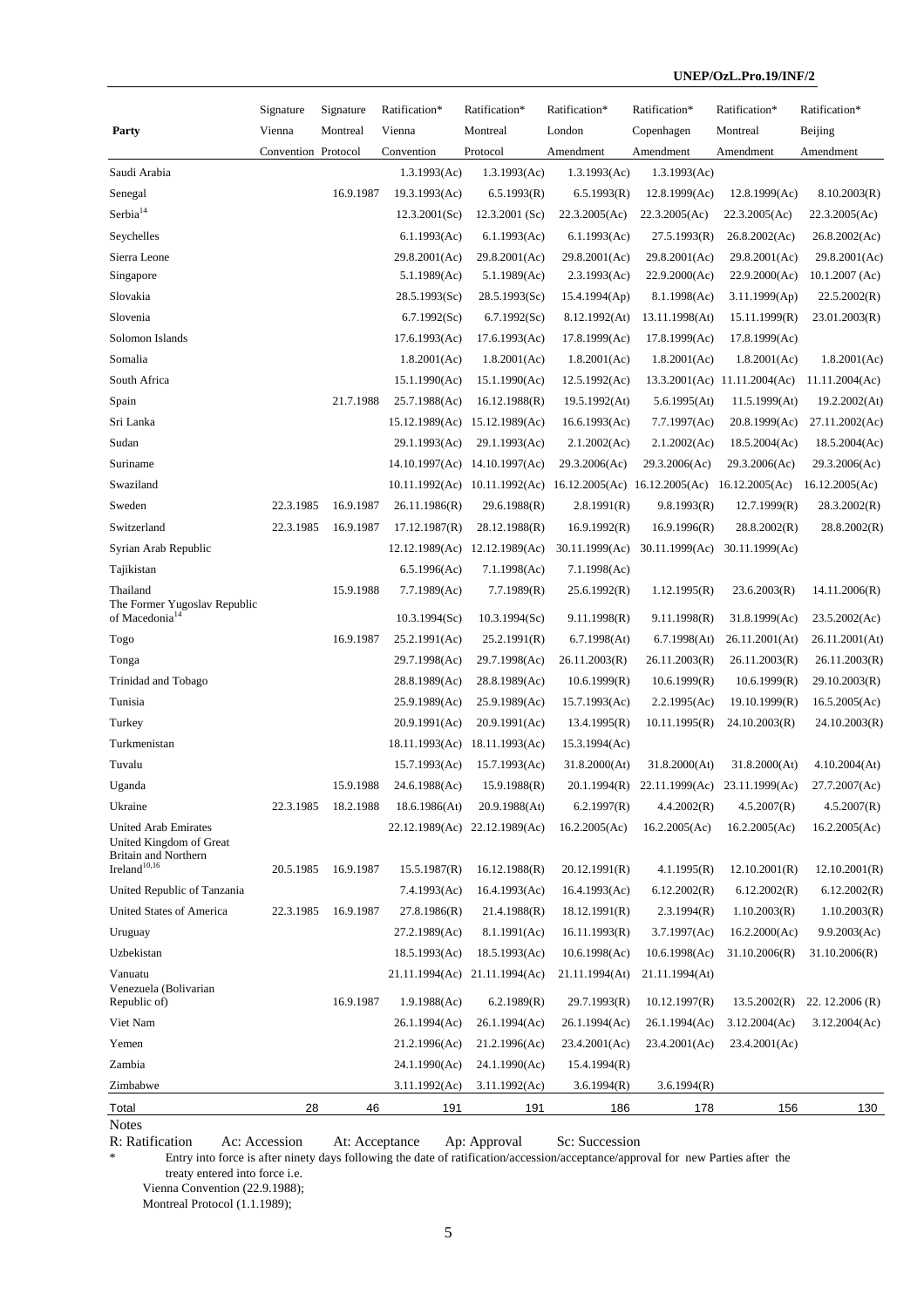| Party | Signature Vienna Convention | Signature Montreal Protocol | Ratification* Vienna Convention | Ratification* Montreal Protocol | Ratification* London Amendment | Ratification* Copenhagen Amendment | Ratification* Montreal Amendment | Ratification* Beijing Amendment |
|---|---|---|---|---|---|---|---|---|
| Saudi Arabia | | | 1.3.1993(Ac) | 1.3.1993(Ac) | 1.3.1993(Ac) | 1.3.1993(Ac) | | |
| Senegal | | 16.9.1987 | 19.3.1993(Ac) | 6.5.1993(R) | 6.5.1993(R) | 12.8.1999(Ac) | 12.8.1999(Ac) | 8.10.2003(R) |
| Serbia[14] | | | 12.3.2001(Sc) | 12.3.2001 (Sc) | 22.3.2005(Ac) | 22.3.2005(Ac) | 22.3.2005(Ac) | 22.3.2005(Ac) |
| Seychelles | | | 6.1.1993(Ac) | 6.1.1993(Ac) | 6.1.1993(Ac) | 27.5.1993(R) | 26.8.2002(Ac) | 26.8.2002(Ac) |
| Sierra Leone | | | 29.8.2001(Ac) | 29.8.2001(Ac) | 29.8.2001(Ac) | 29.8.2001(Ac) | 29.8.2001(Ac) | 29.8.2001(Ac) |
| Singapore | | | 5.1.1989(Ac) | 5.1.1989(Ac) | 2.3.1993(Ac) | 22.9.2000(Ac) | 22.9.2000(Ac) | 10.1.2007 (Ac) |
| Slovakia | | | 28.5.1993(Sc) | 28.5.1993(Sc) | 15.4.1994(Ap) | 8.1.1998(Ac) | 3.11.1999(Ap) | 22.5.2002(R) |
| Slovenia | | | 6.7.1992(Sc) | 6.7.1992(Sc) | 8.12.1992(At) | 13.11.1998(At) | 15.11.1999(R) | 23.01.2003(R) |
| Solomon Islands | | | 17.6.1993(Ac) | 17.6.1993(Ac) | 17.8.1999(Ac) | 17.8.1999(Ac) | 17.8.1999(Ac) | |
| Somalia | | | 1.8.2001(Ac) | 1.8.2001(Ac) | 1.8.2001(Ac) | 1.8.2001(Ac) | 1.8.2001(Ac) | 1.8.2001(Ac) |
| South Africa | | | 15.1.1990(Ac) | 15.1.1990(Ac) | 12.5.1992(Ac) | 13.3.2001(Ac) | 11.11.2004(Ac) | 11.11.2004(Ac) |
| Spain | | 21.7.1988 | 25.7.1988(Ac) | 16.12.1988(R) | 19.5.1992(At) | 5.6.1995(At) | 11.5.1999(At) | 19.2.2002(At) |
| Sri Lanka | | | 15.12.1989(Ac) | 15.12.1989(Ac) | 16.6.1993(Ac) | 7.7.1997(Ac) | 20.8.1999(Ac) | 27.11.2002(Ac) |
| Sudan | | | 29.1.1993(Ac) | 29.1.1993(Ac) | 2.1.2002(Ac) | 2.1.2002(Ac) | 18.5.2004(Ac) | 18.5.2004(Ac) |
| Suriname | | | 14.10.1997(Ac) | 14.10.1997(Ac) | 29.3.2006(Ac) | 29.3.2006(Ac) | 29.3.2006(Ac) | 29.3.2006(Ac) |
| Swaziland | | | 10.11.1992(Ac) | 10.11.1992(Ac) | 16.12.2005(Ac) | 16.12.2005(Ac) | 16.12.2005(Ac) | 16.12.2005(Ac) |
| Sweden | 22.3.1985 | 16.9.1987 | 26.11.1986(R) | 29.6.1988(R) | 2.8.1991(R) | 9.8.1993(R) | 12.7.1999(R) | 28.3.2002(R) |
| Switzerland | 22.3.1985 | 16.9.1987 | 17.12.1987(R) | 28.12.1988(R) | 16.9.1992(R) | 16.9.1996(R) | 28.8.2002(R) | 28.8.2002(R) |
| Syrian Arab Republic | | | 12.12.1989(Ac) | 12.12.1989(Ac) | 30.11.1999(Ac) | 30.11.1999(Ac) | 30.11.1999(Ac) | |
| Tajikistan | | | 6.5.1996(Ac) | 7.1.1998(Ac) | 7.1.1998(Ac) | | | |
| Thailand | | 15.9.1988 | 7.7.1989(Ac) | 7.7.1989(R) | 25.6.1992(R) | 1.12.1995(R) | 23.6.2003(R) | 14.11.2006(R) |
| The Former Yugoslav Republic of Macedonia[14] | | | 10.3.1994(Sc) | 10.3.1994(Sc) | 9.11.1998(R) | 9.11.1998(R) | 31.8.1999(Ac) | 23.5.2002(Ac) |
| Togo | | 16.9.1987 | 25.2.1991(Ac) | 25.2.1991(R) | 6.7.1998(At) | 6.7.1998(At) | 26.11.2001(At) | 26.11.2001(At) |
| Tonga | | | 29.7.1998(Ac) | 29.7.1998(Ac) | 26.11.2003(R) | 26.11.2003(R) | 26.11.2003(R) | 26.11.2003(R) |
| Trinidad and Tobago | | | 28.8.1989(Ac) | 28.8.1989(Ac) | 10.6.1999(R) | 10.6.1999(R) | 10.6.1999(R) | 29.10.2003(R) |
| Tunisia | | | 25.9.1989(Ac) | 25.9.1989(Ac) | 15.7.1993(Ac) | 2.2.1995(Ac) | 19.10.1999(R) | 16.5.2005(Ac) |
| Turkey | | | 20.9.1991(Ac) | 20.9.1991(Ac) | 13.4.1995(R) | 10.11.1995(R) | 24.10.2003(R) | 24.10.2003(R) |
| Turkmenistan | | | 18.11.1993(Ac) | 18.11.1993(Ac) | 15.3.1994(Ac) | | | |
| Tuvalu | | | 15.7.1993(Ac) | 15.7.1993(Ac) | 31.8.2000(At) | 31.8.2000(At) | 31.8.2000(At) | 4.10.2004(At) |
| Uganda | | 15.9.1988 | 24.6.1988(Ac) | 15.9.1988(R) | 20.1.1994(R) | 22.11.1999(Ac) | 23.11.1999(Ac) | 27.7.2007(Ac) |
| Ukraine | 22.3.1985 | 18.2.1988 | 18.6.1986(At) | 20.9.1988(At) | 6.2.1997(R) | 4.4.2002(R) | 4.5.2007(R) | 4.5.2007(R) |
| United Arab Emirates | | | 22.12.1989(Ac) | 22.12.1989(Ac) | 16.2.2005(Ac) | 16.2.2005(Ac) | 16.2.2005(Ac) | 16.2.2005(Ac) |
| United Kingdom of Great Britain and Northern Ireland[10,16] | 20.5.1985 | 16.9.1987 | 15.5.1987(R) | 16.12.1988(R) | 20.12.1991(R) | 4.1.1995(R) | 12.10.2001(R) | 12.10.2001(R) |
| United Republic of Tanzania | | | 7.4.1993(Ac) | 16.4.1993(Ac) | 16.4.1993(Ac) | 6.12.2002(R) | 6.12.2002(R) | 6.12.2002(R) |
| United States of America | 22.3.1985 | 16.9.1987 | 27.8.1986(R) | 21.4.1988(R) | 18.12.1991(R) | 2.3.1994(R) | 1.10.2003(R) | 1.10.2003(R) |
| Uruguay | | | 27.2.1989(Ac) | 8.1.1991(Ac) | 16.11.1993(R) | 3.7.1997(Ac) | 16.2.2000(Ac) | 9.9.2003(Ac) |
| Uzbekistan | | | 18.5.1993(Ac) | 18.5.1993(Ac) | 10.6.1998(Ac) | 10.6.1998(Ac) | 31.10.2006(R) | 31.10.2006(R) |
| Vanuatu | | | 21.11.1994(Ac) | 21.11.1994(Ac) | 21.11.1994(At) | 21.11.1994(At) | | |
| Venezuela (Bolivarian Republic of) | | 16.9.1987 | 1.9.1988(Ac) | 6.2.1989(R) | 29.7.1993(R) | 10.12.1997(R) | 13.5.2002(R) | 22. 12.2006 (R) |
| Viet Nam | | | 26.1.1994(Ac) | 26.1.1994(Ac) | 26.1.1994(Ac) | 26.1.1994(Ac) | 3.12.2004(Ac) | 3.12.2004(Ac) |
| Yemen | | | 21.2.1996(Ac) | 21.2.1996(Ac) | 23.4.2001(Ac) | 23.4.2001(Ac) | 23.4.2001(Ac) | |
| Zambia | | | 24.1.1990(Ac) | 24.1.1990(Ac) | 15.4.1994(R) | | | |
| Zimbabwe | | | 3.11.1992(Ac) | 3.11.1992(Ac) | 3.6.1994(R) | 3.6.1994(R) | | |
| Total | 28 | 46 | 191 | 191 | 186 | 178 | 156 | 130 |

Notes

R: Ratification Ac: Accession At: Acceptance Ap: Approval Sc: Succession

\* Entry into force is after ninety days following the date of ratification/accession/acceptance/approval for new Parties after the treaty entered into force i.e.

Vienna Convention (22.9.1988);

Montreal Protocol (1.1.1989);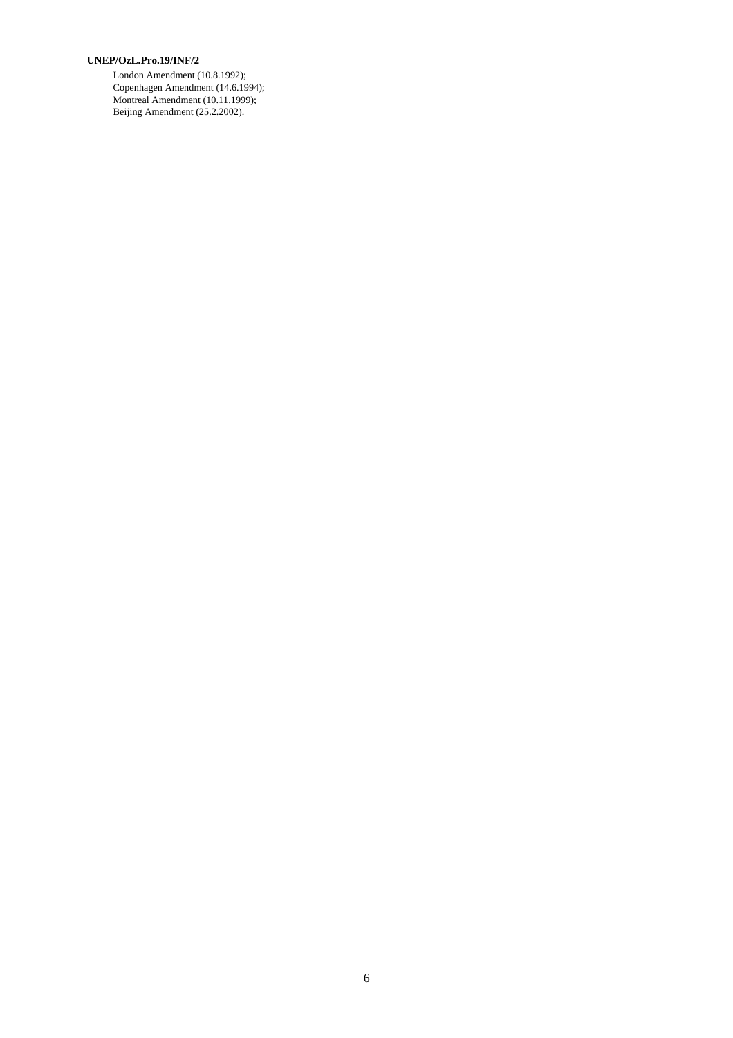London Amendment (10.8.1992);
Copenhagen Amendment (14.6.1994);
Montreal Amendment (10.11.1999);
Beijing Amendment (25.2.2002).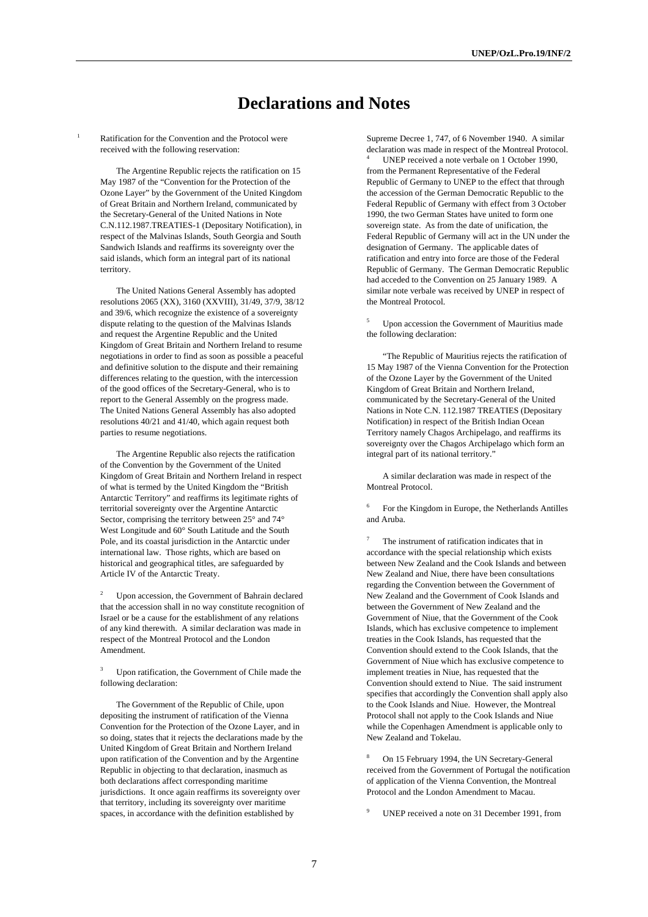# Declarations and Notes

[1] Ratification for the Convention and the Protocol were received with the following reservation:

The Argentine Republic rejects the ratification on 15 May 1987 of the "Convention for the Protection of the Ozone Layer" by the Government of the United Kingdom of Great Britain and Northern Ireland, communicated by the Secretary-General of the United Nations in Note C.N.112.1987.TREATIES-1 (Depositary Notification), in respect of the Malvinas Islands, South Georgia and South Sandwich Islands and reaffirms its sovereignty over the said islands, which form an integral part of its national territory.

The United Nations General Assembly has adopted resolutions 2065 (XX), 3160 (XXVIII), 31/49, 37/9, 38/12 and 39/6, which recognize the existence of a sovereignty dispute relating to the question of the Malvinas Islands and request the Argentine Republic and the United Kingdom of Great Britain and Northern Ireland to resume negotiations in order to find as soon as possible a peaceful and definitive solution to the dispute and their remaining differences relating to the question, with the intercession of the good offices of the Secretary-General, who is to report to the General Assembly on the progress made. The United Nations General Assembly has also adopted resolutions 40/21 and 41/40, which again request both parties to resume negotiations.

The Argentine Republic also rejects the ratification of the Convention by the Government of the United Kingdom of Great Britain and Northern Ireland in respect of what is termed by the United Kingdom the "British Antarctic Territory" and reaffirms its legitimate rights of territorial sovereignty over the Argentine Antarctic Sector, comprising the territory between 25° and 74° West Longitude and 60° South Latitude and the South Pole, and its coastal jurisdiction in the Antarctic under international law. Those rights, which are based on historical and geographical titles, are safeguarded by Article IV of the Antarctic Treaty.

[2] Upon accession, the Government of Bahrain declared that the accession shall in no way constitute recognition of Israel or be a cause for the establishment of any relations of any kind therewith. A similar declaration was made in respect of the Montreal Protocol and the London Amendment.

[3] Upon ratification, the Government of Chile made the following declaration:

The Government of the Republic of Chile, upon depositing the instrument of ratification of the Vienna Convention for the Protection of the Ozone Layer, and in so doing, states that it rejects the declarations made by the United Kingdom of Great Britain and Northern Ireland upon ratification of the Convention and by the Argentine Republic in objecting to that declaration, inasmuch as both declarations affect corresponding maritime jurisdictions. It once again reaffirms its sovereignty over that territory, including its sovereignty over maritime spaces, in accordance with the definition established by Supreme Decree 1, 747, of 6 November 1940. A similar declaration was made in respect of the Montreal Protocol.

[4] UNEP received a note verbale on 1 October 1990, from the Permanent Representative of the Federal Republic of Germany to UNEP to the effect that through the accession of the German Democratic Republic to the Federal Republic of Germany with effect from 3 October 1990, the two German States have united to form one sovereign state. As from the date of unification, the Federal Republic of Germany will act in the UN under the designation of Germany. The applicable dates of ratification and entry into force are those of the Federal Republic of Germany. The German Democratic Republic had acceded to the Convention on 25 January 1989. A similar note verbale was received by UNEP in respect of the Montreal Protocol.

[5] Upon accession the Government of Mauritius made the following declaration:

"The Republic of Mauritius rejects the ratification of 15 May 1987 of the Vienna Convention for the Protection of the Ozone Layer by the Government of the United Kingdom of Great Britain and Northern Ireland, communicated by the Secretary-General of the United Nations in Note C.N. 112.1987 TREATIES (Depositary Notification) in respect of the British Indian Ocean Territory namely Chagos Archipelago, and reaffirms its sovereignty over the Chagos Archipelago which form an integral part of its national territory."

A similar declaration was made in respect of the Montreal Protocol.

[6] For the Kingdom in Europe, the Netherlands Antilles and Aruba.

[7] The instrument of ratification indicates that in accordance with the special relationship which exists between New Zealand and the Cook Islands and between New Zealand and Niue, there have been consultations regarding the Convention between the Government of New Zealand and the Government of Cook Islands and between the Government of New Zealand and the Government of Niue, that the Government of the Cook Islands, which has exclusive competence to implement treaties in the Cook Islands, has requested that the Convention should extend to the Cook Islands, that the Government of Niue which has exclusive competence to implement treaties in Niue, has requested that the Convention should extend to Niue. The said instrument specifies that accordingly the Convention shall apply also to the Cook Islands and Niue. However, the Montreal Protocol shall not apply to the Cook Islands and Niue while the Copenhagen Amendment is applicable only to New Zealand and Tokelau.

[8] On 15 February 1994, the UN Secretary-General received from the Government of Portugal the notification of application of the Vienna Convention, the Montreal Protocol and the London Amendment to Macau.

[9] UNEP received a note on 31 December 1991, from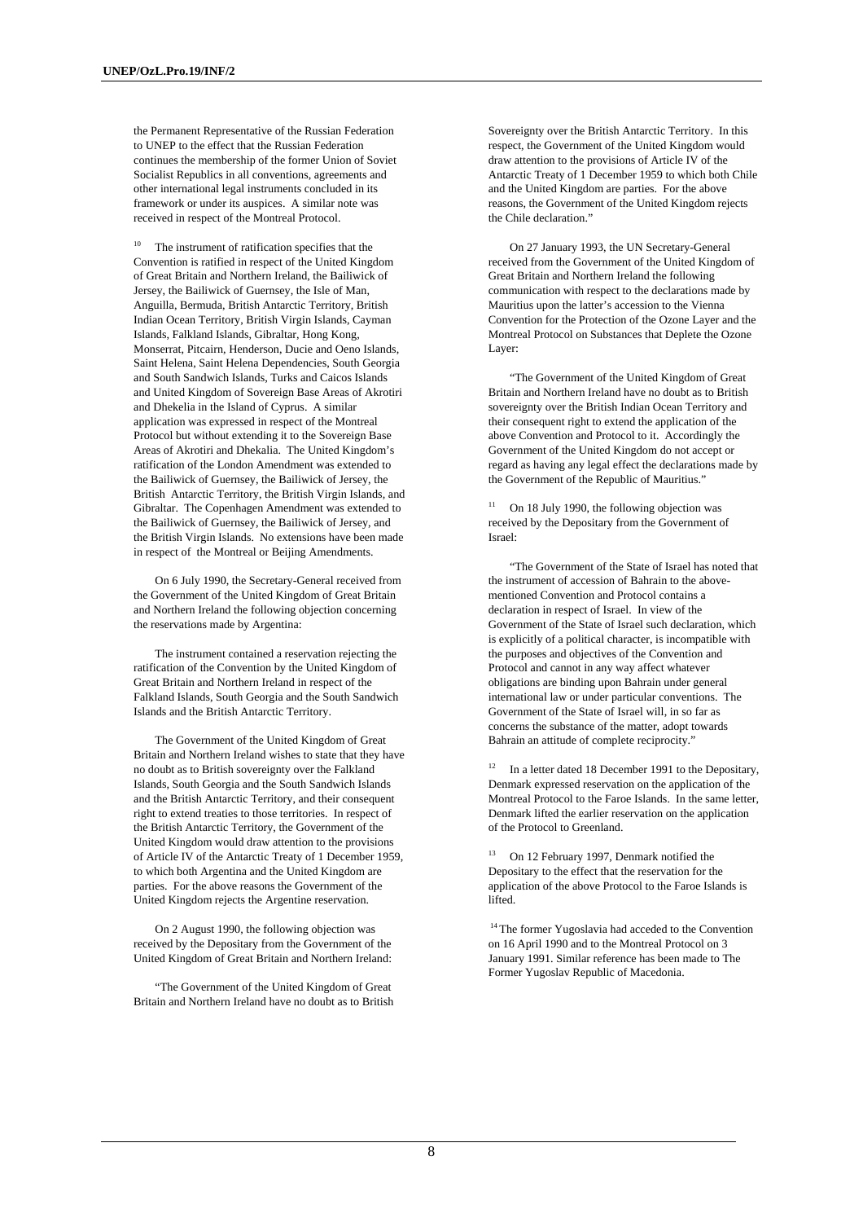the Permanent Representative of the Russian Federation to UNEP to the effect that the Russian Federation continues the membership of the former Union of Soviet Socialist Republics in all conventions, agreements and other international legal instruments concluded in its framework or under its auspices. A similar note was received in respect of the Montreal Protocol.

[10] The instrument of ratification specifies that the Convention is ratified in respect of the United Kingdom of Great Britain and Northern Ireland, the Bailiwick of Jersey, the Bailiwick of Guernsey, the Isle of Man, Anguilla, Bermuda, British Antarctic Territory, British Indian Ocean Territory, British Virgin Islands, Cayman Islands, Falkland Islands, Gibraltar, Hong Kong, Monserrat, Pitcairn, Henderson, Ducie and Oeno Islands, Saint Helena, Saint Helena Dependencies, South Georgia and South Sandwich Islands, Turks and Caicos Islands and United Kingdom of Sovereign Base Areas of Akrotiri and Dhekelia in the Island of Cyprus. A similar application was expressed in respect of the Montreal Protocol but without extending it to the Sovereign Base Areas of Akrotiri and Dhekalia. The United Kingdom's ratification of the London Amendment was extended to the Bailiwick of Guernsey, the Bailiwick of Jersey, the British Antarctic Territory, the British Virgin Islands, and Gibraltar. The Copenhagen Amendment was extended to the Bailiwick of Guernsey, the Bailiwick of Jersey, and the British Virgin Islands. No extensions have been made in respect of the Montreal or Beijing Amendments.

On 6 July 1990, the Secretary-General received from the Government of the United Kingdom of Great Britain and Northern Ireland the following objection concerning the reservations made by Argentina:

The instrument contained a reservation rejecting the ratification of the Convention by the United Kingdom of Great Britain and Northern Ireland in respect of the Falkland Islands, South Georgia and the South Sandwich Islands and the British Antarctic Territory.

The Government of the United Kingdom of Great Britain and Northern Ireland wishes to state that they have no doubt as to British sovereignty over the Falkland Islands, South Georgia and the South Sandwich Islands and the British Antarctic Territory, and their consequent right to extend treaties to those territories. In respect of the British Antarctic Territory, the Government of the United Kingdom would draw attention to the provisions of Article IV of the Antarctic Treaty of 1 December 1959, to which both Argentina and the United Kingdom are parties. For the above reasons the Government of the United Kingdom rejects the Argentine reservation.

On 2 August 1990, the following objection was received by the Depositary from the Government of the United Kingdom of Great Britain and Northern Ireland:

"The Government of the United Kingdom of Great Britain and Northern Ireland have no doubt as to British Sovereignty over the British Antarctic Territory. In this respect, the Government of the United Kingdom would draw attention to the provisions of Article IV of the Antarctic Treaty of 1 December 1959 to which both Chile and the United Kingdom are parties. For the above reasons, the Government of the United Kingdom rejects the Chile declaration."

On 27 January 1993, the UN Secretary-General received from the Government of the United Kingdom of Great Britain and Northern Ireland the following communication with respect to the declarations made by Mauritius upon the latter's accession to the Vienna Convention for the Protection of the Ozone Layer and the Montreal Protocol on Substances that Deplete the Ozone Layer:

"The Government of the United Kingdom of Great Britain and Northern Ireland have no doubt as to British sovereignty over the British Indian Ocean Territory and their consequent right to extend the application of the above Convention and Protocol to it. Accordingly the Government of the United Kingdom do not accept or regard as having any legal effect the declarations made by the Government of the Republic of Mauritius."

[11] On 18 July 1990, the following objection was received by the Depositary from the Government of Israel:

"The Government of the State of Israel has noted that the instrument of accession of Bahrain to the above-mentioned Convention and Protocol contains a declaration in respect of Israel. In view of the Government of the State of Israel such declaration, which is explicitly of a political character, is incompatible with the purposes and objectives of the Convention and Protocol and cannot in any way affect whatever obligations are binding upon Bahrain under general international law or under particular conventions. The Government of the State of Israel will, in so far as concerns the substance of the matter, adopt towards Bahrain an attitude of complete reciprocity."

[12] In a letter dated 18 December 1991 to the Depositary, Denmark expressed reservation on the application of the Montreal Protocol to the Faroe Islands. In the same letter, Denmark lifted the earlier reservation on the application of the Protocol to Greenland.

[13] On 12 February 1997, Denmark notified the Depositary to the effect that the reservation for the application of the above Protocol to the Faroe Islands is lifted.

[14] The former Yugoslavia had acceded to the Convention on 16 April 1990 and to the Montreal Protocol on 3 January 1991. Similar reference has been made to The Former Yugoslav Republic of Macedonia.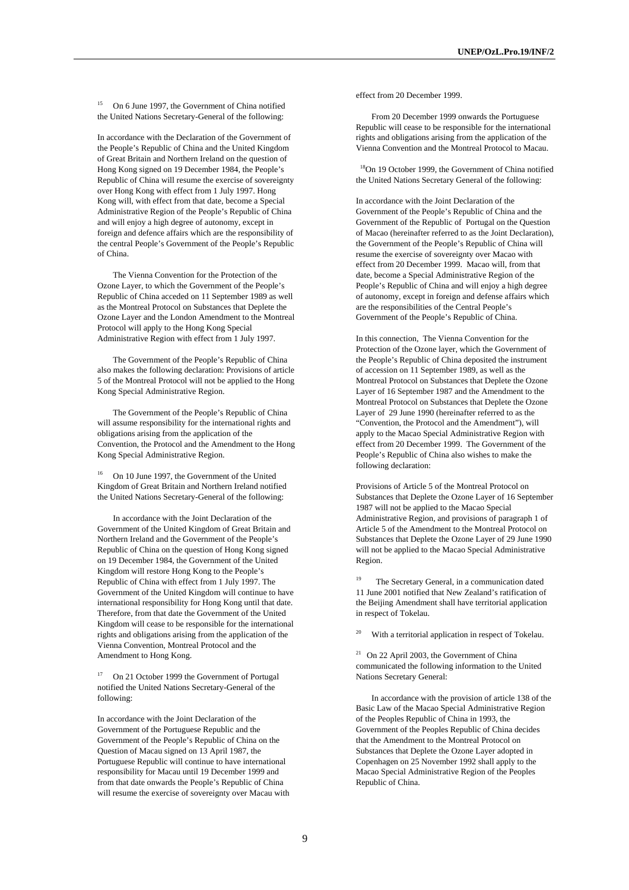[15] On 6 June 1997, the Government of China notified the United Nations Secretary-General of the following:

In accordance with the Declaration of the Government of the People's Republic of China and the United Kingdom of Great Britain and Northern Ireland on the question of Hong Kong signed on 19 December 1984, the People's Republic of China will resume the exercise of sovereignty over Hong Kong with effect from 1 July 1997. Hong Kong will, with effect from that date, become a Special Administrative Region of the People's Republic of China and will enjoy a high degree of autonomy, except in foreign and defence affairs which are the responsibility of the central People's Government of the People's Republic of China.

The Vienna Convention for the Protection of the Ozone Layer, to which the Government of the People's Republic of China acceded on 11 September 1989 as well as the Montreal Protocol on Substances that Deplete the Ozone Layer and the London Amendment to the Montreal Protocol will apply to the Hong Kong Special Administrative Region with effect from 1 July 1997.

The Government of the People's Republic of China also makes the following declaration: Provisions of article 5 of the Montreal Protocol will not be applied to the Hong Kong Special Administrative Region.

The Government of the People's Republic of China will assume responsibility for the international rights and obligations arising from the application of the Convention, the Protocol and the Amendment to the Hong Kong Special Administrative Region.

[16] On 10 June 1997, the Government of the United Kingdom of Great Britain and Northern Ireland notified the United Nations Secretary-General of the following:

In accordance with the Joint Declaration of the Government of the United Kingdom of Great Britain and Northern Ireland and the Government of the People's Republic of China on the question of Hong Kong signed on 19 December 1984, the Government of the United Kingdom will restore Hong Kong to the People's Republic of China with effect from 1 July 1997. The Government of the United Kingdom will continue to have international responsibility for Hong Kong until that date. Therefore, from that date the Government of the United Kingdom will cease to be responsible for the international rights and obligations arising from the application of the Vienna Convention, Montreal Protocol and the Amendment to Hong Kong.

[17] On 21 October 1999 the Government of Portugal notified the United Nations Secretary-General of the following:

In accordance with the Joint Declaration of the Government of the Portuguese Republic and the Government of the People's Republic of China on the Question of Macau signed on 13 April 1987, the Portuguese Republic will continue to have international responsibility for Macau until 19 December 1999 and from that date onwards the People's Republic of China will resume the exercise of sovereignty over Macau with effect from 20 December 1999.

From 20 December 1999 onwards the Portuguese Republic will cease to be responsible for the international rights and obligations arising from the application of the Vienna Convention and the Montreal Protocol to Macau.

[18] On 19 October 1999, the Government of China notified the United Nations Secretary General of the following:

In accordance with the Joint Declaration of the Government of the People's Republic of China and the Government of the Republic of Portugal on the Question of Macao (hereinafter referred to as the Joint Declaration), the Government of the People's Republic of China will resume the exercise of sovereignty over Macao with effect from 20 December 1999. Macao will, from that date, become a Special Administrative Region of the People's Republic of China and will enjoy a high degree of autonomy, except in foreign and defense affairs which are the responsibilities of the Central People's Government of the People's Republic of China.

In this connection, The Vienna Convention for the Protection of the Ozone layer, which the Government of the People's Republic of China deposited the instrument of accession on 11 September 1989, as well as the Montreal Protocol on Substances that Deplete the Ozone Layer of 16 September 1987 and the Amendment to the Montreal Protocol on Substances that Deplete the Ozone Layer of 29 June 1990 (hereinafter referred to as the "Convention, the Protocol and the Amendment"), will apply to the Macao Special Administrative Region with effect from 20 December 1999. The Government of the People's Republic of China also wishes to make the following declaration:

Provisions of Article 5 of the Montreal Protocol on Substances that Deplete the Ozone Layer of 16 September 1987 will not be applied to the Macao Special Administrative Region, and provisions of paragraph 1 of Article 5 of the Amendment to the Montreal Protocol on Substances that Deplete the Ozone Layer of 29 June 1990 will not be applied to the Macao Special Administrative Region.

[19] The Secretary General, in a communication dated 11 June 2001 notified that New Zealand's ratification of the Beijing Amendment shall have territorial application in respect of Tokelau.

[20] With a territorial application in respect of Tokelau.

[21] On 22 April 2003, the Government of China communicated the following information to the United Nations Secretary General:

In accordance with the provision of article 138 of the Basic Law of the Macao Special Administrative Region of the Peoples Republic of China in 1993, the Government of the Peoples Republic of China decides that the Amendment to the Montreal Protocol on Substances that Deplete the Ozone Layer adopted in Copenhagen on 25 November 1992 shall apply to the Macao Special Administrative Region of the Peoples Republic of China.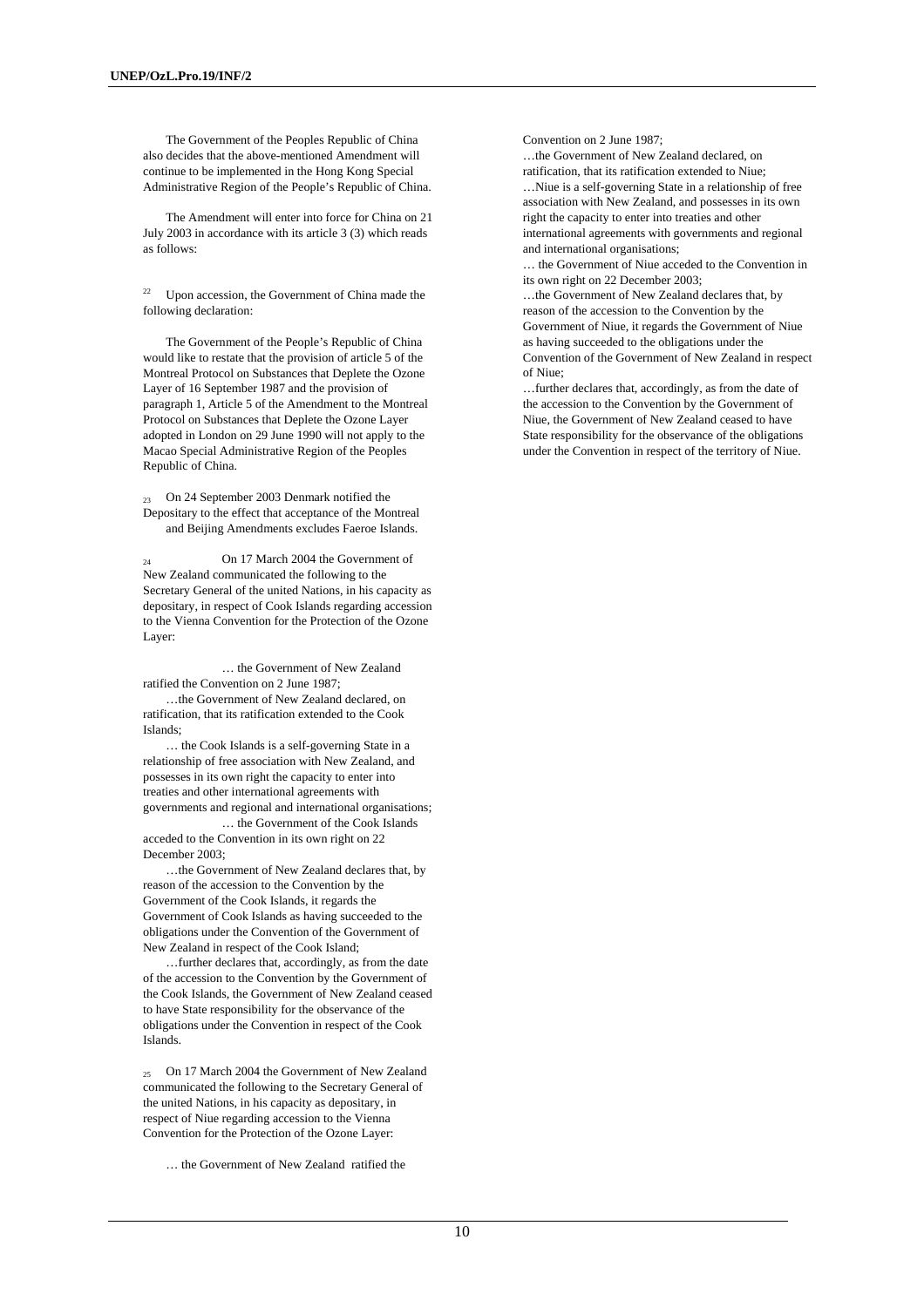The Government of the Peoples Republic of China also decides that the above-mentioned Amendment will continue to be implemented in the Hong Kong Special Administrative Region of the People's Republic of China.

The Amendment will enter into force for China on 21 July 2003 in accordance with its article 3 (3) which reads as follows:

[22] Upon accession, the Government of China made the following declaration:

The Government of the People's Republic of China would like to restate that the provision of article 5 of the Montreal Protocol on Substances that Deplete the Ozone Layer of 16 September 1987 and the provision of paragraph 1, Article 5 of the Amendment to the Montreal Protocol on Substances that Deplete the Ozone Layer adopted in London on 29 June 1990 will not apply to the Macao Special Administrative Region of the Peoples Republic of China.

[23] On 24 September 2003 Denmark notified the Depositary to the effect that acceptance of the Montreal and Beijing Amendments excludes Faeroe Islands.

[24] On 17 March 2004 the Government of New Zealand communicated the following to the Secretary General of the united Nations, in his capacity as depositary, in respect of Cook Islands regarding accession to the Vienna Convention for the Protection of the Ozone Layer:

… the Government of New Zealand ratified the Convention on 2 June 1987;

…the Government of New Zealand declared, on ratification, that its ratification extended to the Cook Islands;

… the Cook Islands is a self-governing State in a relationship of free association with New Zealand, and possesses in its own right the capacity to enter into treaties and other international agreements with governments and regional and international organisations;

… the Government of the Cook Islands acceded to the Convention in its own right on 22 December 2003;

…the Government of New Zealand declares that, by reason of the accession to the Convention by the Government of the Cook Islands, it regards the Government of Cook Islands as having succeeded to the obligations under the Convention of the Government of New Zealand in respect of the Cook Island;

…further declares that, accordingly, as from the date of the accession to the Convention by the Government of the Cook Islands, the Government of New Zealand ceased to have State responsibility for the observance of the obligations under the Convention in respect of the Cook Islands.

[25] On 17 March 2004 the Government of New Zealand communicated the following to the Secretary General of the united Nations, in his capacity as depositary, in respect of Niue regarding accession to the Vienna Convention for the Protection of the Ozone Layer:

… the Government of New Zealand ratified the Convention on 2 June 1987;

…the Government of New Zealand declared, on ratification, that its ratification extended to Niue;

…Niue is a self-governing State in a relationship of free association with New Zealand, and possesses in its own right the capacity to enter into treaties and other international agreements with governments and regional and international organisations;

… the Government of Niue acceded to the Convention in its own right on 22 December 2003;

…the Government of New Zealand declares that, by reason of the accession to the Convention by the Government of Niue, it regards the Government of Niue as having succeeded to the obligations under the Convention of the Government of New Zealand in respect of Niue;

…further declares that, accordingly, as from the date of the accession to the Convention by the Government of Niue, the Government of New Zealand ceased to have State responsibility for the observance of the obligations under the Convention in respect of the territory of Niue.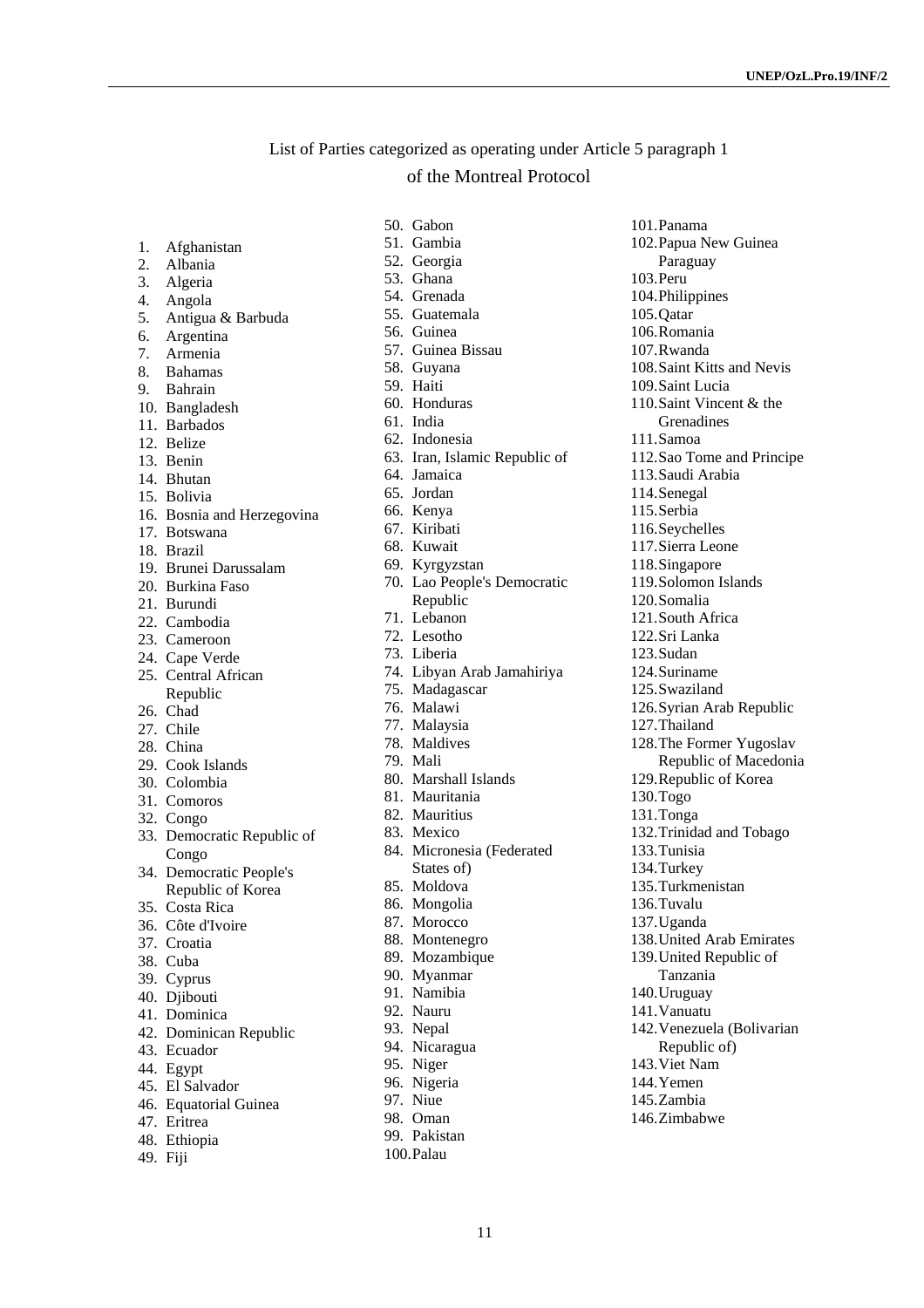List of Parties categorized as operating under Article 5 paragraph 1 of the Montreal Protocol

1. Afghanistan
2. Albania
3. Algeria
4. Angola
5. Antigua & Barbuda
6. Argentina
7. Armenia
8. Bahamas
9. Bahrain
10. Bangladesh
11. Barbados
12. Belize
13. Benin
14. Bhutan
15. Bolivia
16. Bosnia and Herzegovina
17. Botswana
18. Brazil
19. Brunei Darussalam
20. Burkina Faso
21. Burundi
22. Cambodia
23. Cameroon
24. Cape Verde
25. Central African Republic
26. Chad
27. Chile
28. China
29. Cook Islands
30. Colombia
31. Comoros
32. Congo
33. Democratic Republic of Congo
34. Democratic People's Republic of Korea
35. Costa Rica
36. Côte d'Ivoire
37. Croatia
38. Cuba
39. Cyprus
40. Djibouti
41. Dominica
42. Dominican Republic
43. Ecuador
44. Egypt
45. El Salvador
46. Equatorial Guinea
47. Eritrea
48. Ethiopia
49. Fiji
50. Gabon
51. Gambia
52. Georgia
53. Ghana
54. Grenada
55. Guatemala
56. Guinea
57. Guinea Bissau
58. Guyana
59. Haiti
60. Honduras
61. India
62. Indonesia
63. Iran, Islamic Republic of
64. Jamaica
65. Jordan
66. Kenya
67. Kiribati
68. Kuwait
69. Kyrgyzstan
70. Lao People's Democratic Republic
71. Lebanon
72. Lesotho
73. Liberia
74. Libyan Arab Jamahiriya
75. Madagascar
76. Malawi
77. Malaysia
78. Maldives
79. Mali
80. Marshall Islands
81. Mauritania
82. Mauritius
83. Mexico
84. Micronesia (Federated States of)
85. Moldova
86. Mongolia
87. Morocco
88. Montenegro
89. Mozambique
90. Myanmar
91. Namibia
92. Nauru
93. Nepal
94. Nicaragua
95. Niger
96. Nigeria
97. Niue
98. Oman
99. Pakistan
100. Palau
101. Panama
102. Papua New Guinea Paraguay
103. Peru
104. Philippines
105. Qatar
106. Romania
107. Rwanda
108. Saint Kitts and Nevis
109. Saint Lucia
110. Saint Vincent & the Grenadines
111. Samoa
112. Sao Tome and Principe
113. Saudi Arabia
114. Senegal
115. Serbia
116. Seychelles
117. Sierra Leone
118. Singapore
119. Solomon Islands
120. Somalia
121. South Africa
122. Sri Lanka
123. Sudan
124. Suriname
125. Swaziland
126. Syrian Arab Republic
127. Thailand
128. The Former Yugoslav Republic of Macedonia
129. Republic of Korea
130. Togo
131. Tonga
132. Trinidad and Tobago
133. Tunisia
134. Turkey
135. Turkmenistan
136. Tuvalu
137. Uganda
138. United Arab Emirates
139. United Republic of Tanzania
140. Uruguay
141. Vanuatu
142. Venezuela (Bolivarian Republic of)
143. Viet Nam
144. Yemen
145. Zambia
146. Zimbabwe